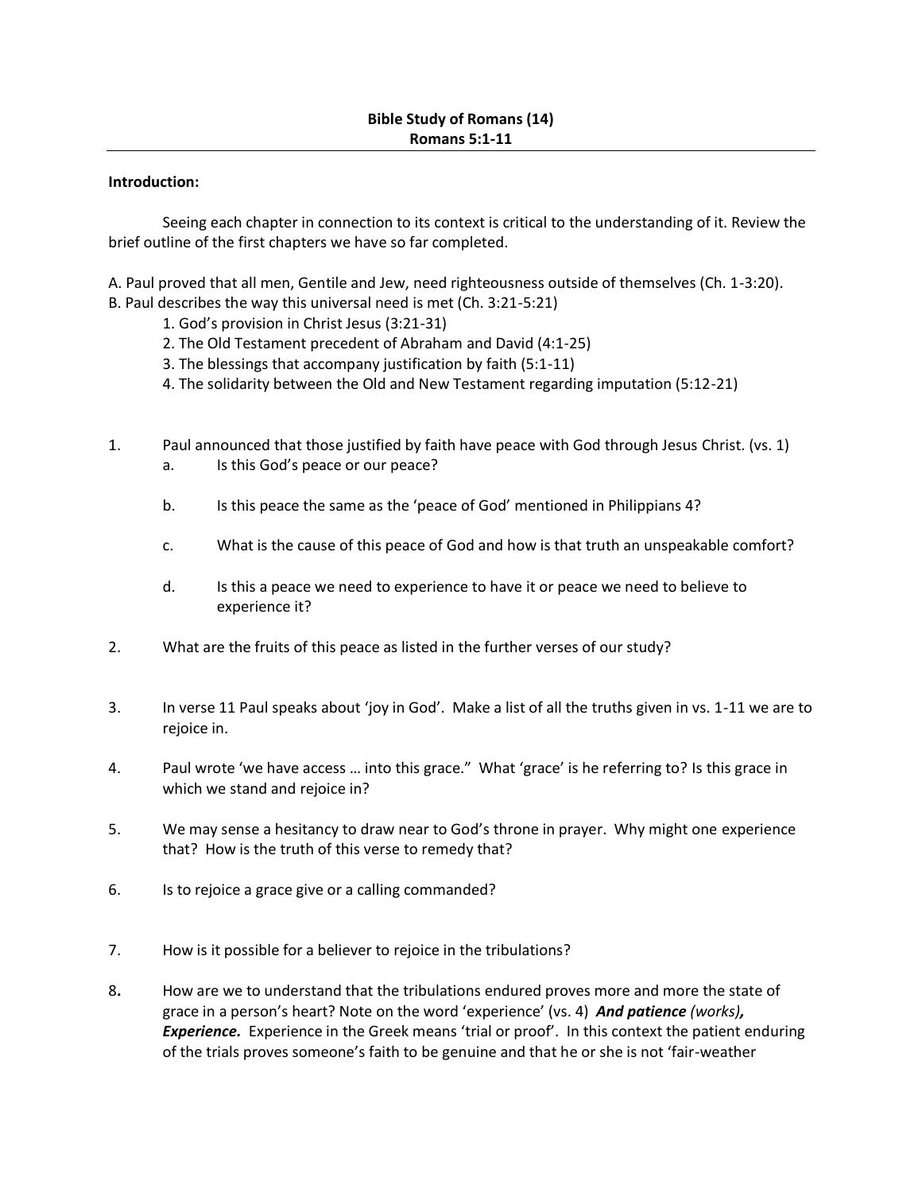**Bible Study of Romans (14)**
**Romans 5:1-11**

---

**Introduction:**

Seeing each chapter in connection to its context is critical to the understanding of it. Review the brief outline of the first chapters we have so far completed.

A. Paul proved that all men, Gentile and Jew, need righteousness outside of themselves (Ch. 1-3:20).
B. Paul describes the way this universal need is met (Ch. 3:21-5:21)
   1. God's provision in Christ Jesus (3:21-31)
   2. The Old Testament precedent of Abraham and David (4:1-25)
   3. The blessings that accompany justification by faith (5:1-11)
   4. The solidarity between the Old and New Testament regarding imputation (5:12-21)

1. Paul announced that those justified by faith have peace with God through Jesus Christ. (vs. 1)
   a. Is this God's peace or our peace?
   b. Is this peace the same as the 'peace of God' mentioned in Philippians 4?
   c. What is the cause of this peace of God and how is that truth an unspeakable comfort?
   d. Is this a peace we need to experience to have it or peace we need to believe to experience it?

2. What are the fruits of this peace as listed in the further verses of our study?

3. In verse 11 Paul speaks about 'joy in God'. Make a list of all the truths given in vs. 1-11 we are to rejoice in.

4. Paul wrote 'we have access … into this grace." What 'grace' is he referring to? Is this grace in which we stand and rejoice in?

5. We may sense a hesitancy to draw near to God's throne in prayer. Why might one experience that? How is the truth of this verse to remedy that?

6. Is to rejoice a grace give or a calling commanded?

7. How is it possible for a believer to rejoice in the tribulations?

8. How are we to understand that the tribulations endured proves more and more the state of grace in a person's heart? Note on the word 'experience' (vs. 4) ***And patience** (works)**, Experience.*** Experience in the Greek means 'trial or proof'. In this context the patient enduring of the trials proves someone's faith to be genuine and that he or she is not 'fair-weather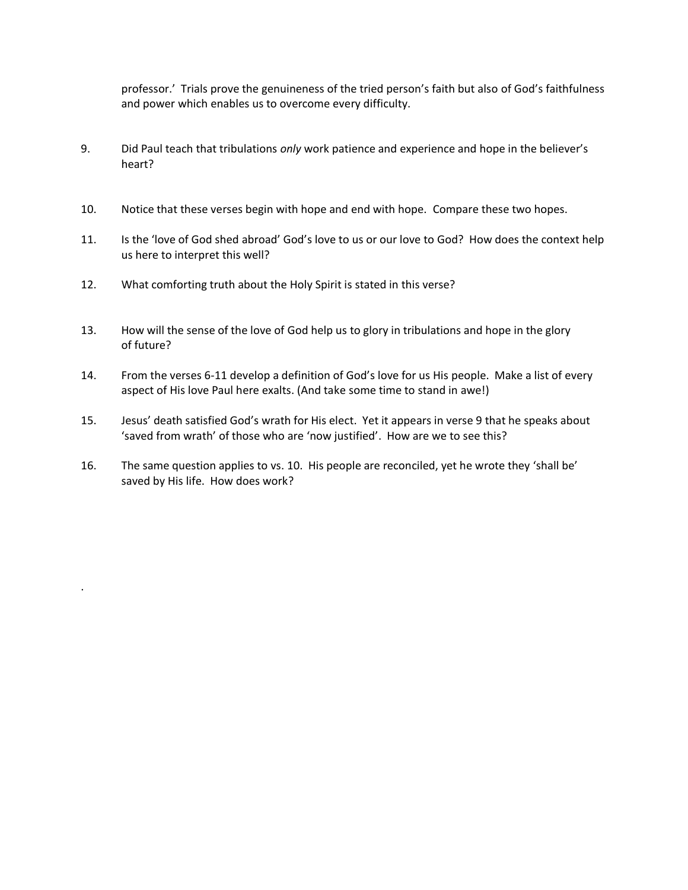professor.' Trials prove the genuineness of the tried person's faith but also of God's faithfulness and power which enables us to overcome every difficulty.

9. Did Paul teach that tribulations *only* work patience and experience and hope in the believer's heart?

10. Notice that these verses begin with hope and end with hope. Compare these two hopes.

11. Is the 'love of God shed abroad' God's love to us or our love to God? How does the context help us here to interpret this well?

12. What comforting truth about the Holy Spirit is stated in this verse?

13. How will the sense of the love of God help us to glory in tribulations and hope in the glory of future?

14. From the verses 6-11 develop a definition of God's love for us His people. Make a list of every aspect of His love Paul here exalts. (And take some time to stand in awe!)

15. Jesus' death satisfied God's wrath for His elect. Yet it appears in verse 9 that he speaks about 'saved from wrath' of those who are 'now justified'. How are we to see this?

16. The same question applies to vs. 10. His people are reconciled, yet he wrote they 'shall be' saved by His life. How does work?

.